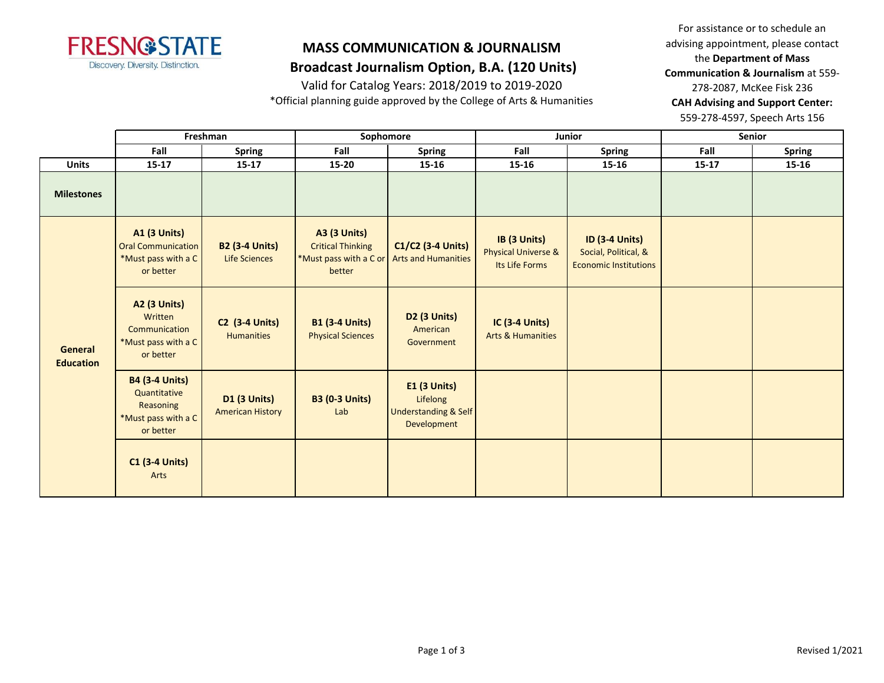# MASS COMMUNICATION & JOURNALISM

## Broadcast Journalism Option, B.A. (120 Units)

Valid for Catalog Years: 2018/2019 to 2019-2020

*Official planning guide approved by the College of Arts & Humanities

For assistance or to schedule an advising appointment, please contact the **Department of Mass Communication & Journalism** at 559-278-2087, McKee Fisk 236

**CAH Advising and Support Center:** 559-278-4597, Speech Arts 156

| | Freshman | | Sophomore | | Junior | | Senior | |
|---|---|---|---|---|---|---|---|---|
| | **Fall** | **Spring** | **Fall** | **Spring** | **Fall** | **Spring** | **Fall** | **Spring** |
| **Units** | **15-17** | **15-17** | **15-20** | **15-16** | **15-16** | **15-16** | **15-17** | **15-16** |
| **Milestones** | | | | | | | | |
| **General Education** | **A1 (3 Units)** Oral Communication *Must pass with a C or better | **B2 (3-4 Units)** Life Sciences | **A3 (3 Units)** Critical Thinking *Must pass with a C or better | **C1/C2 (3-4 Units)** Arts and Humanities | **IB (3 Units)** Physical Universe & Its Life Forms | **ID (3-4 Units)** Social, Political, & Economic Institutions | | |
| | **A2 (3 Units)** Written Communication *Must pass with a C or better | **C2 (3-4 Units)** Humanities | **B1 (3-4 Units)** Physical Sciences | **D2 (3 Units)** American Government | **IC (3-4 Units)** Arts & Humanities | | | |
| | **B4 (3-4 Units)** Quantitative Reasoning *Must pass with a C or better | **D1 (3 Units)** American History | **B3 (0-3 Units)** Lab | **E1 (3 Units)** Lifelong Understanding & Self Development | | | | |
| | **C1 (3-4 Units)** Arts | | | | | | | |

Revised 1/2021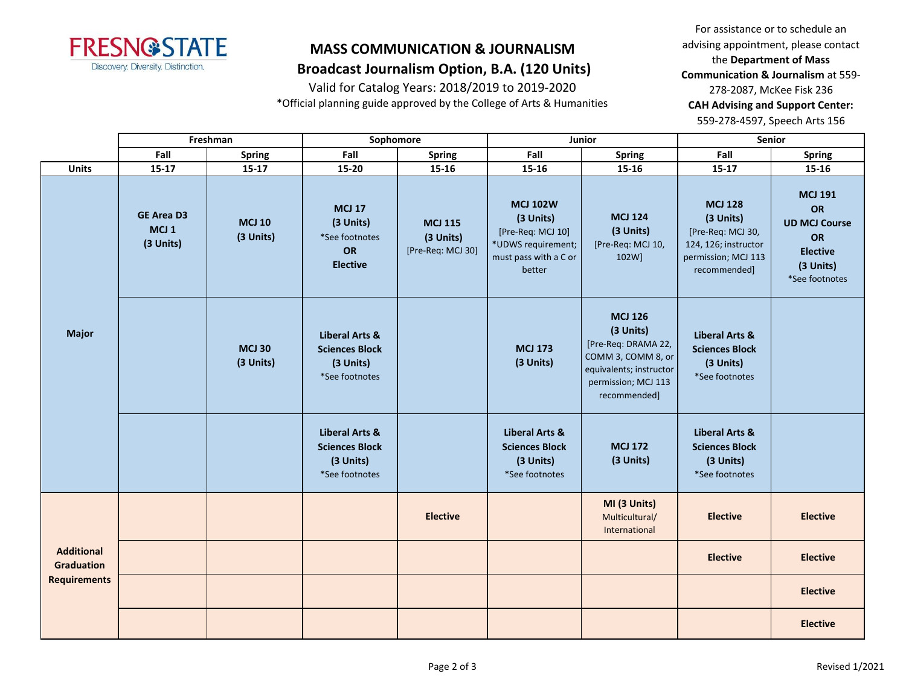# MASS COMMUNICATION & JOURNALISM

## Broadcast Journalism Option, B.A. (120 Units)

Valid for Catalog Years: 2018/2019 to 2019-2020

*Official planning guide approved by the College of Arts & Humanities

For assistance or to schedule an advising appointment, please contact the **Department of Mass Communication & Journalism** at 559-278-2087, McKee Fisk 236

**CAH Advising and Support Center:** 559-278-4597, Speech Arts 156

| | Freshman | | Sophomore | | Junior | | Senior | |
|---|---|---|---|---|---|---|---|---|
| | Fall | Spring | Fall | Spring | Fall | Spring | Fall | Spring |
| **Units** | 15-17 | 15-17 | 15-20 | 15-16 | 15-16 | 15-16 | 15-17 | 15-16 |
| **Major** | **GE Area D3 MCJ 1 (3 Units)** | **MCJ 10 (3 Units)** | **MCJ 17 (3 Units)** *See footnotes **OR Elective** | **MCJ 115 (3 Units)** [Pre-Req: MCJ 30] | **MCJ 102W (3 Units)** [Pre-Req: MCJ 10] *UDWS requirement; must pass with a C or better | **MCJ 124 (3 Units)** [Pre-Req: MCJ 10, 102W] | **MCJ 128 (3 Units)** [Pre-Req: MCJ 30, 124, 126; instructor permission; MCJ 113 recommended] | **MCJ 191 OR UD MCJ Course OR Elective (3 Units)** *See footnotes |
| | | **MCJ 30 (3 Units)** | **Liberal Arts & Sciences Block (3 Units)** *See footnotes | | **MCJ 173 (3 Units)** | **MCJ 126 (3 Units)** [Pre-Req: DRAMA 22, COMM 3, COMM 8, or equivalents; instructor permission; MCJ 113 recommended] | **Liberal Arts & Sciences Block (3 Units)** *See footnotes | |
| | | | **Liberal Arts & Sciences Block (3 Units)** *See footnotes | | **Liberal Arts & Sciences Block (3 Units)** *See footnotes | **MCJ 172 (3 Units)** | **Liberal Arts & Sciences Block (3 Units)** *See footnotes | |
| **Additional Graduation Requirements** | | | | **Elective** | | **MI (3 Units)** Multicultural/ International | **Elective** | **Elective** |
| | | | | | | | **Elective** | **Elective** |
| | | | | | | | | **Elective** |
| | | | | | | | | **Elective** |

Revised 1/2021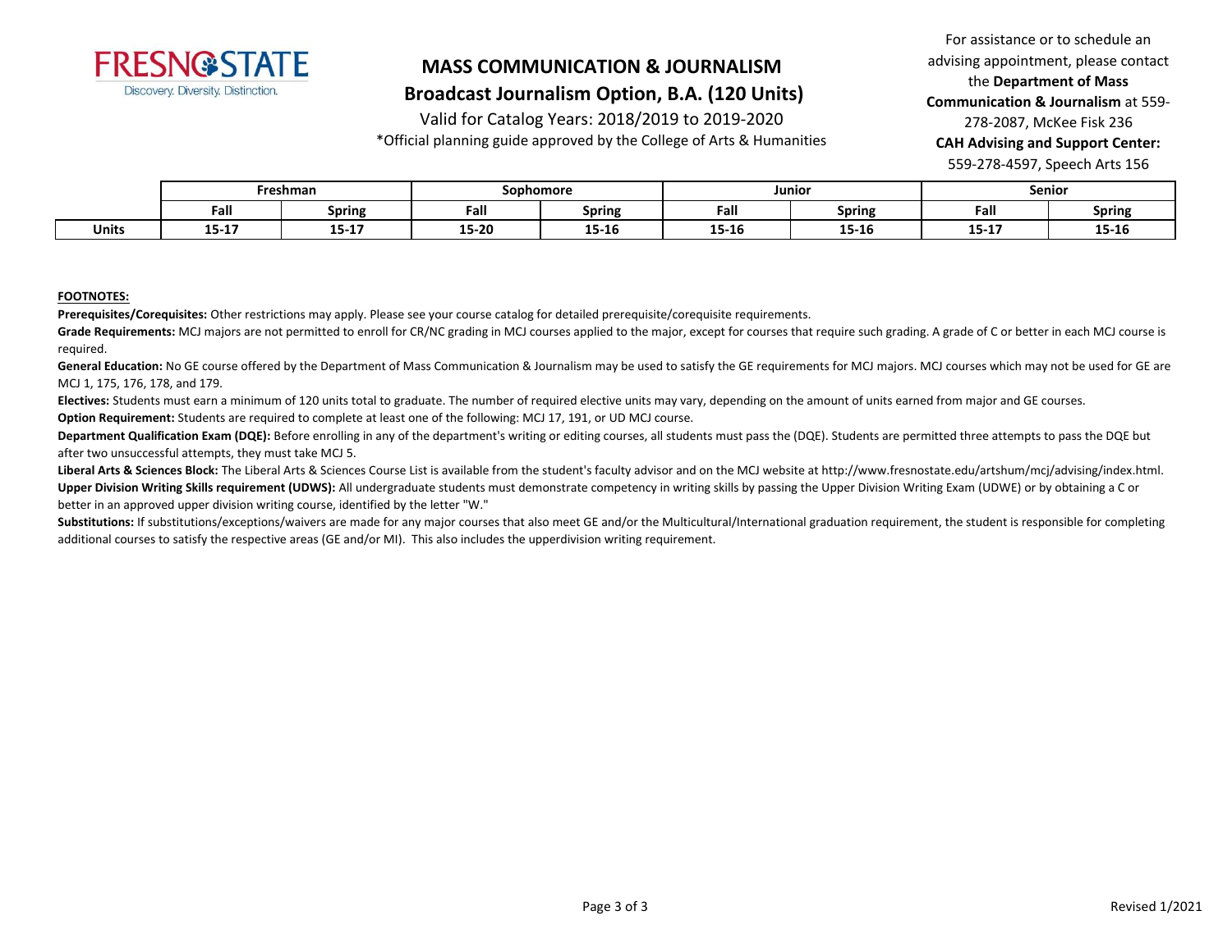# MASS COMMUNICATION & JOURNALISM

## Broadcast Journalism Option, B.A. (120 Units)

Valid for Catalog Years: 2018/2019 to 2019-2020

*Official planning guide approved by the College of Arts & Humanities

For assistance or to schedule an advising appointment, please contact the **Department of Mass Communication & Journalism** at 559-278-2087, McKee Fisk 236

**CAH Advising and Support Center:** 559-278-4597, Speech Arts 156

| | Freshman | | Sophomore | | Junior | | Senior | |
|---|---|---|---|---|---|---|---|---|
| | Fall | Spring | Fall | Spring | Fall | Spring | Fall | Spring |
| Units | 15-17 | 15-17 | 15-20 | 15-16 | 15-16 | 15-16 | 15-17 | 15-16 |

**FOOTNOTES:**

**Prerequisites/Corequisites:** Other restrictions may apply. Please see your course catalog for detailed prerequisite/corequisite requirements.

**Grade Requirements:** MCJ majors are not permitted to enroll for CR/NC grading in MCJ courses applied to the major, except for courses that require such grading. A grade of C or better in each MCJ course is required.

**General Education:** No GE course offered by the Department of Mass Communication & Journalism may be used to satisfy the GE requirements for MCJ majors. MCJ courses which may not be used for GE are MCJ 1, 175, 176, 178, and 179.

**Electives:** Students must earn a minimum of 120 units total to graduate. The number of required elective units may vary, depending on the amount of units earned from major and GE courses.

**Option Requirement:** Students are required to complete at least one of the following: MCJ 17, 191, or UD MCJ course.

**Department Qualification Exam (DQE):** Before enrolling in any of the department's writing or editing courses, all students must pass the (DQE). Students are permitted three attempts to pass the DQE but after two unsuccessful attempts, they must take MCJ 5.

**Liberal Arts & Sciences Block:** The Liberal Arts & Sciences Course List is available from the student's faculty advisor and on the MCJ website at http://www.fresnostate.edu/artshum/mcj/advising/index.html.

**Upper Division Writing Skills requirement (UDWS):** All undergraduate students must demonstrate competency in writing skills by passing the Upper Division Writing Exam (UDWE) or by obtaining a C or better in an approved upper division writing course, identified by the letter "W."

**Substitutions:** If substitutions/exceptions/waivers are made for any major courses that also meet GE and/or the Multicultural/International graduation requirement, the student is responsible for completing additional courses to satisfy the respective areas (GE and/or MI). This also includes the upperdivision writing requirement.

Revised 1/2021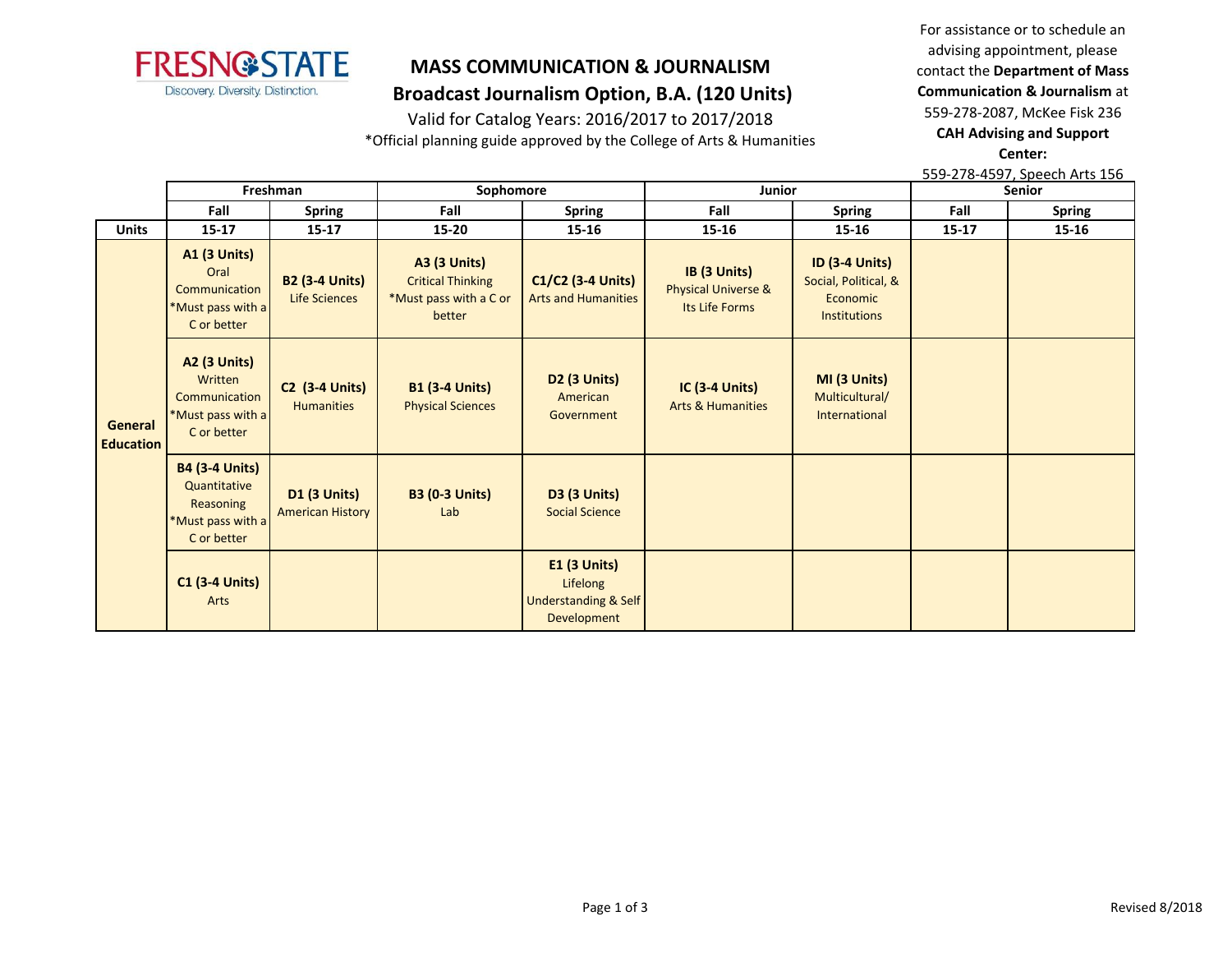FRESNO STATE
Discovery. Diversity. Distinction.

# MASS COMMUNICATION & JOURNALISM

## Broadcast Journalism Option, B.A. (120 Units)

Valid for Catalog Years: 2016/2017 to 2017/2018

*Official planning guide approved by the College of Arts & Humanities

For assistance or to schedule an advising appointment, please contact the **Department of Mass Communication & Journalism** at 559-278-2087, McKee Fisk 236
**CAH Advising and Support Center:**
559-278-4597, Speech Arts 156

| | Freshman | | Sophomore | | Junior | | Senior | |
|---|---|---|---|---|---|---|---|---|
| | **Fall** | **Spring** | **Fall** | **Spring** | **Fall** | **Spring** | **Fall** | **Spring** |
| **Units** | **15-17** | **15-17** | **15-20** | **15-16** | **15-16** | **15-16** | **15-17** | **15-16** |
| **General Education** | **A1 (3 Units)** Oral Communication *Must pass with a C or better | **B2 (3-4 Units)** Life Sciences | **A3 (3 Units)** Critical Thinking *Must pass with a C or better | **C1/C2 (3-4 Units)** Arts and Humanities | **IB (3 Units)** Physical Universe & Its Life Forms | **ID (3-4 Units)** Social, Political, & Economic Institutions | | |
| | **A2 (3 Units)** Written Communication *Must pass with a C or better | **C2 (3-4 Units)** Humanities | **B1 (3-4 Units)** Physical Sciences | **D2 (3 Units)** American Government | **IC (3-4 Units)** Arts & Humanities | **MI (3 Units)** Multicultural/ International | | |
| | **B4 (3-4 Units)** Quantitative Reasoning *Must pass with a C or better | **D1 (3 Units)** American History | **B3 (0-3 Units)** Lab | **D3 (3 Units)** Social Science | | | | |
| | **C1 (3-4 Units)** Arts | | | **E1 (3 Units)** Lifelong Understanding & Self Development | | | | |

Revised 8/2018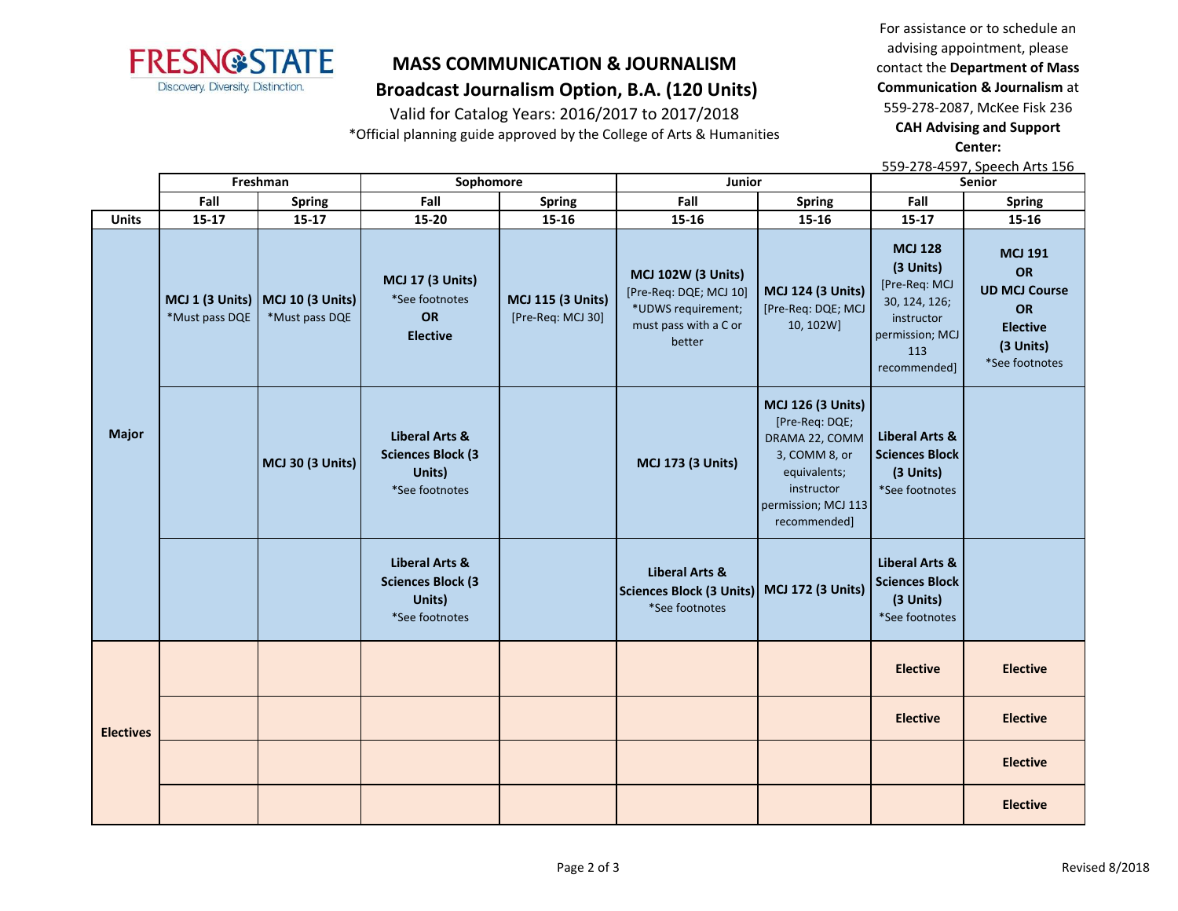# MASS COMMUNICATION & JOURNALISM

## Broadcast Journalism Option, B.A. (120 Units)

Valid for Catalog Years: 2016/2017 to 2017/2018

*Official planning guide approved by the College of Arts & Humanities

For assistance or to schedule an advising appointment, please contact the **Department of Mass Communication & Journalism** at 559-278-2087, McKee Fisk 236

**CAH Advising and Support Center:** 559-278-4597, Speech Arts 156

| | Freshman | | Sophomore | | Junior | | Senior | |
|---|---|---|---|---|---|---|---|---|
| | **Fall** | **Spring** | **Fall** | **Spring** | **Fall** | **Spring** | **Fall** | **Spring** |
| **Units** | **15-17** | **15-17** | **15-20** | **15-16** | **15-16** | **15-16** | **15-17** | **15-16** |
| **Major** | **MCJ 1 (3 Units)** *Must pass DQE | **MCJ 10 (3 Units)** *Must pass DQE | **MCJ 17 (3 Units)** *See footnotes **OR** **Elective** | **MCJ 115 (3 Units)** [Pre-Req: MCJ 30] | **MCJ 102W (3 Units)** [Pre-Req: DQE; MCJ 10] *UDWS requirement; must pass with a C or better | **MCJ 124 (3 Units)** [Pre-Req: DQE; MCJ 10, 102W] | **MCJ 128 (3 Units)** [Pre-Req: MCJ 30, 124, 126; instructor permission; MCJ 113 recommended] | **MCJ 191 OR UD MCJ Course OR Elective (3 Units)** *See footnotes |
| | | **MCJ 30 (3 Units)** | **Liberal Arts & Sciences Block (3 Units)** *See footnotes | | **MCJ 173 (3 Units)** | **MCJ 126 (3 Units)** [Pre-Req: DQE; DRAMA 22, COMM 3, COMM 8, or equivalents; instructor permission; MCJ 113 recommended] | **Liberal Arts & Sciences Block (3 Units)** *See footnotes | |
| | | | **Liberal Arts & Sciences Block (3 Units)** *See footnotes | | **Liberal Arts & Sciences Block (3 Units)** *See footnotes | **MCJ 172 (3 Units)** | **Liberal Arts & Sciences Block (3 Units)** *See footnotes | |
| **Electives** | | | | | | | **Elective** | **Elective** |
| | | | | | | | **Elective** | **Elective** |
| | | | | | | | | **Elective** |
| | | | | | | | | **Elective** |

Revised 8/2018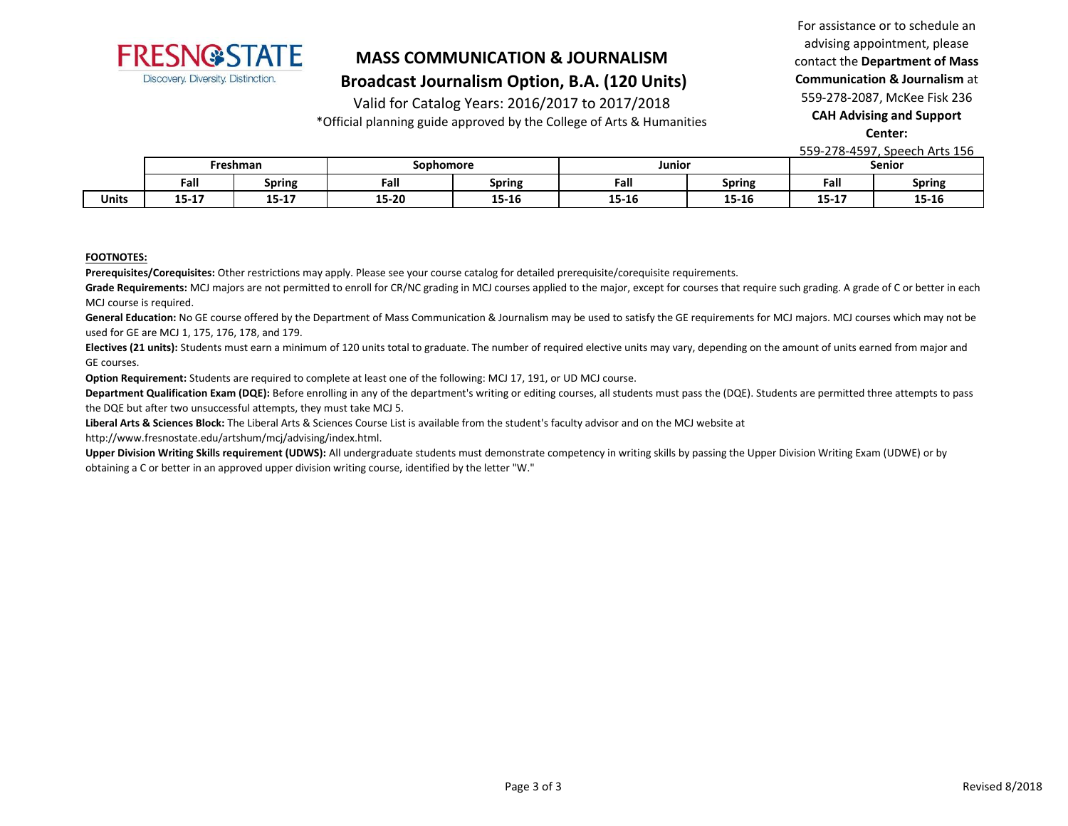# MASS COMMUNICATION & JOURNALISM

## Broadcast Journalism Option, B.A. (120 Units)

Valid for Catalog Years: 2016/2017 to 2017/2018

*Official planning guide approved by the College of Arts & Humanities

For assistance or to schedule an advising appointment, please contact the **Department of Mass Communication & Journalism** at 559-278-2087, McKee Fisk 236

**CAH Advising and Support Center:**
559-278-4597, Speech Arts 156

| | Freshman | | Sophomore | | Junior | | Senior | |
|---|---|---|---|---|---|---|---|---|
| | **Fall** | **Spring** | **Fall** | **Spring** | **Fall** | **Spring** | **Fall** | **Spring** |
| **Units** | **15-17** | **15-17** | **15-20** | **15-16** | **15-16** | **15-16** | **15-17** | **15-16** |

**FOOTNOTES:**

**Prerequisites/Corequisites:** Other restrictions may apply. Please see your course catalog for detailed prerequisite/corequisite requirements.

**Grade Requirements:** MCJ majors are not permitted to enroll for CR/NC grading in MCJ courses applied to the major, except for courses that require such grading. A grade of C or better in each MCJ course is required.

**General Education:** No GE course offered by the Department of Mass Communication & Journalism may be used to satisfy the GE requirements for MCJ majors. MCJ courses which may not be used for GE are MCJ 1, 175, 176, 178, and 179.

**Electives (21 units):** Students must earn a minimum of 120 units total to graduate. The number of required elective units may vary, depending on the amount of units earned from major and GE courses.

**Option Requirement:** Students are required to complete at least one of the following: MCJ 17, 191, or UD MCJ course.

**Department Qualification Exam (DQE):** Before enrolling in any of the department's writing or editing courses, all students must pass the (DQE). Students are permitted three attempts to pass the DQE but after two unsuccessful attempts, they must take MCJ 5.

**Liberal Arts & Sciences Block:** The Liberal Arts & Sciences Course List is available from the student's faculty advisor and on the MCJ website at http://www.fresnostate.edu/artshum/mcj/advising/index.html.

**Upper Division Writing Skills requirement (UDWS):** All undergraduate students must demonstrate competency in writing skills by passing the Upper Division Writing Exam (UDWE) or by obtaining a C or better in an approved upper division writing course, identified by the letter "W."

Revised 8/2018